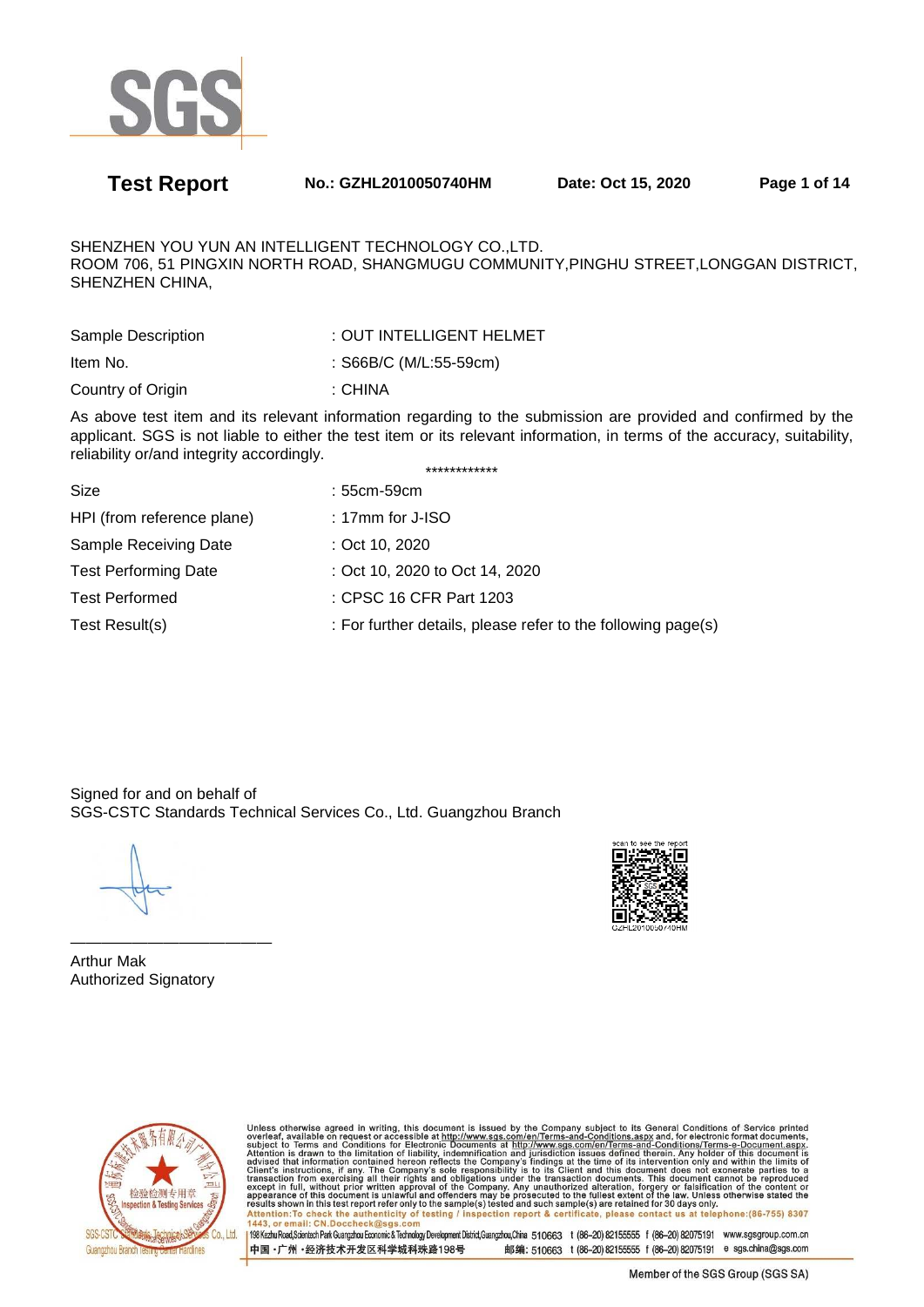# Test Report

**No.: GZHL2010050740HM** **Date: Oct 15, 2020**

SHENZHEN YOU YUN AN INTELLIGENT TECHNOLOGY CO.,LTD.
ROOM 706, 51 PINGXIN NORTH ROAD, SHANGMUGU COMMUNITY,PINGHU STREET,LONGGAN DISTRICT, SHENZHEN CHINA,

| | |
|---|---|
| Sample Description | : OUT INTELLIGENT HELMET |
| Item No. | : S66B/C (M/L:55-59cm) |
| Country of Origin | : CHINA |

As above test item and its relevant information regarding to the submission are provided and confirmed by the applicant. SGS is not liable to either the test item or its relevant information, in terms of the accuracy, suitability, reliability or/and integrity accordingly.

************

| | |
|---|---|
| Size | : 55cm-59cm |
| HPI (from reference plane) | : 17mm for J-ISO |
| Sample Receiving Date | : Oct 10, 2020 |
| Test Performing Date | : Oct 10, 2020 to Oct 14, 2020 |
| Test Performed | : CPSC 16 CFR Part 1203 |
| Test Result(s) | : For further details, please refer to the following page(s) |

Signed for and on behalf of
SGS-CSTC Standards Technical Services Co., Ltd. Guangzhou Branch

Arthur Mak
Authorized Signatory

Unless otherwise agreed in writing, this document is issued by the Company subject to its General Conditions of Service printed overleaf, available on request or accessible at http://www.sgs.com/en/Terms-and-Conditions.aspx and, for electronic format documents, subject to Terms and Conditions for Electronic Documents at http://www.sgs.com/en/Terms-and-Conditions/Terms-e-Document.aspx. Attention is drawn to the limitation of liability, indemnification and jurisdiction issues defined therein. Any holder of this document is advised that information contained hereon reflects the Company's findings at the time of its intervention only and within the limits of Client's instructions, if any. The Company's sole responsibility is to its Client and this document does not exonerate parties to a transaction from exercising all their rights and obligations under the transaction documents. This document cannot be reproduced except in full, without prior written approval of the Company. Any unauthorized alteration, forgery or falsification of the content or appearance of this document is unlawful and offenders may be prosecuted to the fullest extent of the law. Unless otherwise stated the results shown in this test report refer only to the sample(s) tested and such sample(s) are retained for 30 days only.
Attention:To check the authenticity of testing / inspection report & certificate, please contact us at telephone:(86-755) 8307 1443, or email: CN.Doccheck@sgs.com

198 Kezhu Road,Scientech Park Guangzhou Economic & Technology Development District,Guangzhou,China 510663 t (86-20) 82155555 f (86-20) 82075191 www.sgsgroup.com.cn
中国・广州・经济技术开发区科学城科珠路198号 邮编: 510663 t (86-20) 82155555 f (86-20) 82075191 e sgs.china@sgs.com

Member of the SGS Group (SGS SA)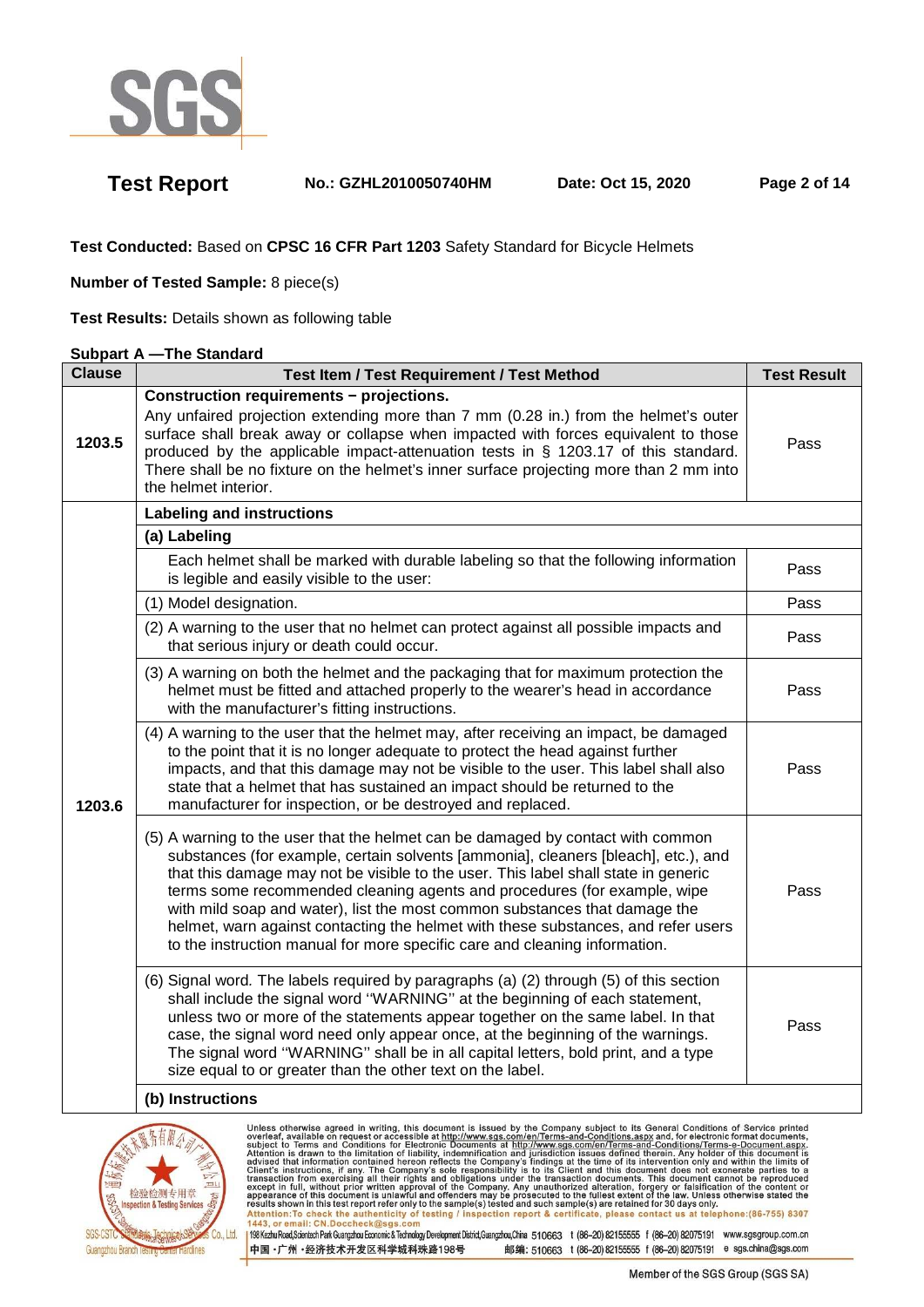**Test Conducted:** Based on **CPSC 16 CFR Part 1203** Safety Standard for Bicycle Helmets

**Number of Tested Sample:** 8 piece(s)

**Test Results:** Details shown as following table

**Subpart A —The Standard**

| Clause | Test Item / Test Requirement / Test Method | Test Result |
|---|---|---|
| 1203.5 | **Construction requirements – projections.** Any unfaired projection extending more than 7 mm (0.28 in.) from the helmet's outer surface shall break away or collapse when impacted with forces equivalent to those produced by the applicable impact-attenuation tests in § 1203.17 of this standard. There shall be no fixture on the helmet's inner surface projecting more than 2 mm into the helmet interior. | Pass |
| 1203.6 | **Labeling and instructions** | |
| | **(a) Labeling** | |
| | Each helmet shall be marked with durable labeling so that the following information is legible and easily visible to the user: | Pass |
| | (1) Model designation. | Pass |
| | (2) A warning to the user that no helmet can protect against all possible impacts and that serious injury or death could occur. | Pass |
| | (3) A warning on both the helmet and the packaging that for maximum protection the helmet must be fitted and attached properly to the wearer's head in accordance with the manufacturer's fitting instructions. | Pass |
| | (4) A warning to the user that the helmet may, after receiving an impact, be damaged to the point that it is no longer adequate to protect the head against further impacts, and that this damage may not be visible to the user. This label shall also state that a helmet that has sustained an impact should be returned to the manufacturer for inspection, or be destroyed and replaced. | Pass |
| | (5) A warning to the user that the helmet can be damaged by contact with common substances (for example, certain solvents [ammonia], cleaners [bleach], etc.), and that this damage may not be visible to the user. This label shall state in generic terms some recommended cleaning agents and procedures (for example, wipe with mild soap and water), list the most common substances that damage the helmet, warn against contacting the helmet with these substances, and refer users to the instruction manual for more specific care and cleaning information. | Pass |
| | (6) Signal word. The labels required by paragraphs (a) (2) through (5) of this section shall include the signal word "WARNING" at the beginning of each statement, unless two or more of the statements appear together on the same label. In that case, the signal word need only appear once, at the beginning of the warnings. The signal word "WARNING" shall be in all capital letters, bold print, and a type size equal to or greater than the other text on the label. | Pass |
| | **(b) Instructions** | |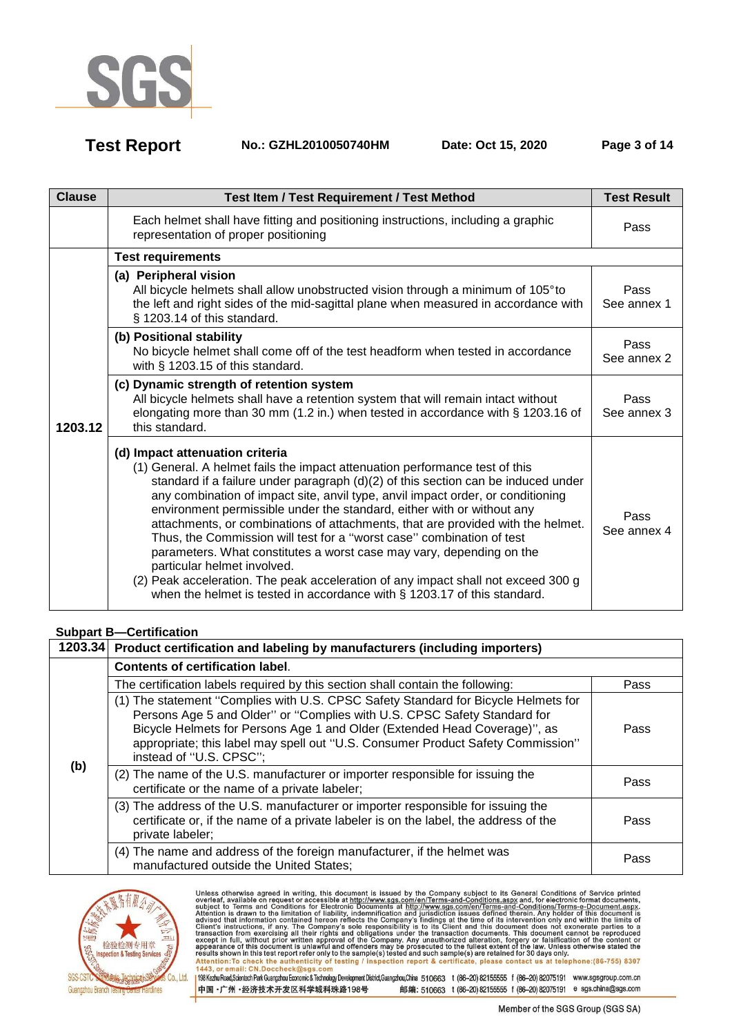| Clause | Test Item / Test Requirement / Test Method | Test Result |
|---|---|---|
| | Each helmet shall have fitting and positioning instructions, including a graphic representation of proper positioning | Pass |
| 1203.12 | **Test requirements** | |
| | **(a) Peripheral vision**<br>All bicycle helmets shall allow unobstructed vision through a minimum of 105°to the left and right sides of the mid-sagittal plane when measured in accordance with § 1203.14 of this standard. | Pass<br>See annex 1 |
| | **(b) Positional stability**<br>No bicycle helmet shall come off of the test headform when tested in accordance with § 1203.15 of this standard. | Pass<br>See annex 2 |
| | **(c) Dynamic strength of retention system**<br>All bicycle helmets shall have a retention system that will remain intact without elongating more than 30 mm (1.2 in.) when tested in accordance with § 1203.16 of this standard. | Pass<br>See annex 3 |
| | **(d) Impact attenuation criteria**<br>(1) General. A helmet fails the impact attenuation performance test of this standard if a failure under paragraph (d)(2) of this section can be induced under any combination of impact site, anvil type, anvil impact order, or conditioning environment permissible under the standard, either with or without any attachments, or combinations of attachments, that are provided with the helmet. Thus, the Commission will test for a ''worst case'' combination of test parameters. What constitutes a worst case may vary, depending on the particular helmet involved.<br>(2) Peak acceleration. The peak acceleration of any impact shall not exceed 300 g when the helmet is tested in accordance with § 1203.17 of this standard. | Pass<br>See annex 4 |

**Subpart B—Certification**

| 1203.34 | Product certification and labeling by manufacturers (including importers) | |
|---|---|---|
| (b) | **Contents of certification label**. | |
| | The certification labels required by this section shall contain the following: | Pass |
| | (1) The statement ''Complies with U.S. CPSC Safety Standard for Bicycle Helmets for Persons Age 5 and Older'' or ''Complies with U.S. CPSC Safety Standard for Bicycle Helmets for Persons Age 1 and Older (Extended Head Coverage)'', as appropriate; this label may spell out ''U.S. Consumer Product Safety Commission'' instead of ''U.S. CPSC''; | Pass |
| | (2) The name of the U.S. manufacturer or importer responsible for issuing the certificate or the name of a private labeler; | Pass |
| | (3) The address of the U.S. manufacturer or importer responsible for issuing the certificate or, if the name of a private labeler is on the label, the address of the private labeler; | Pass |
| | (4) The name and address of the foreign manufacturer, if the helmet was manufactured outside the United States; | Pass |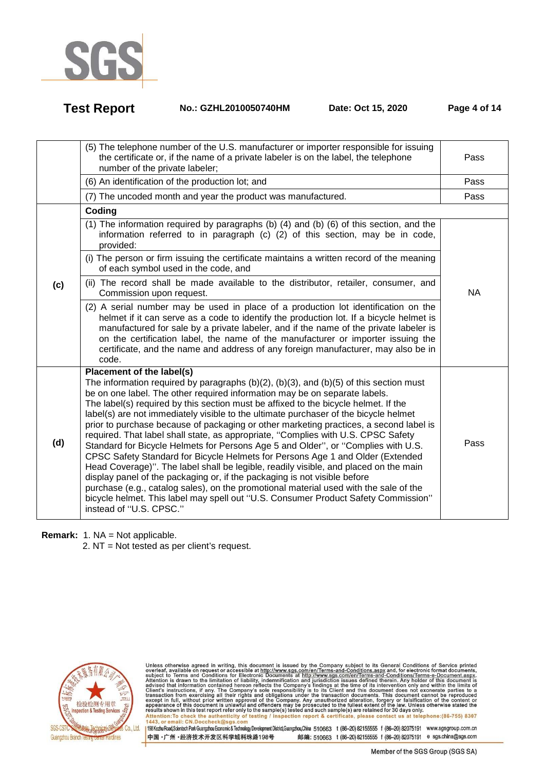| | | |
|---|---|---|
| | (5) The telephone number of the U.S. manufacturer or importer responsible for issuing the certificate or, if the name of a private labeler is on the label, the telephone number of the private labeler; | Pass |
| | (6) An identification of the production lot; and | Pass |
| | (7) The uncoded month and year the product was manufactured. | Pass |
| (c) | **Coding** | |
| | (1) The information required by paragraphs (b) (4) and (b) (6) of this section, and the information referred to in paragraph (c) (2) of this section, may be in code, provided: | NA |
| | (i) The person or firm issuing the certificate maintains a written record of the meaning of each symbol used in the code, and | |
| | (ii) The record shall be made available to the distributor, retailer, consumer, and Commission upon request. | |
| | (2) A serial number may be used in place of a production lot identification on the helmet if it can serve as a code to identify the production lot. If a bicycle helmet is manufactured for sale by a private labeler, and if the name of the private labeler is on the certification label, the name of the manufacturer or importer issuing the certificate, and the name and address of any foreign manufacturer, may also be in code. | |
| (d) | **Placement of the label(s)**<br>The information required by paragraphs (b)(2), (b)(3), and (b)(5) of this section must be on one label. The other required information may be on separate labels.<br>The label(s) required by this section must be affixed to the bicycle helmet. If the label(s) are not immediately visible to the ultimate purchaser of the bicycle helmet prior to purchase because of packaging or other marketing practices, a second label is required. That label shall state, as appropriate, ''Complies with U.S. CPSC Safety Standard for Bicycle Helmets for Persons Age 5 and Older'', or ''Complies with U.S. CPSC Safety Standard for Bicycle Helmets for Persons Age 1 and Older (Extended Head Coverage)''. The label shall be legible, readily visible, and placed on the main display panel of the packaging or, if the packaging is not visible before purchase (e.g., catalog sales), on the promotional material used with the sale of the bicycle helmet. This label may spell out ''U.S. Consumer Product Safety Commission'' instead of ''U.S. CPSC.'' | Pass |

**Remark:** 1. NA = Not applicable.
2. NT = Not tested as per client's request.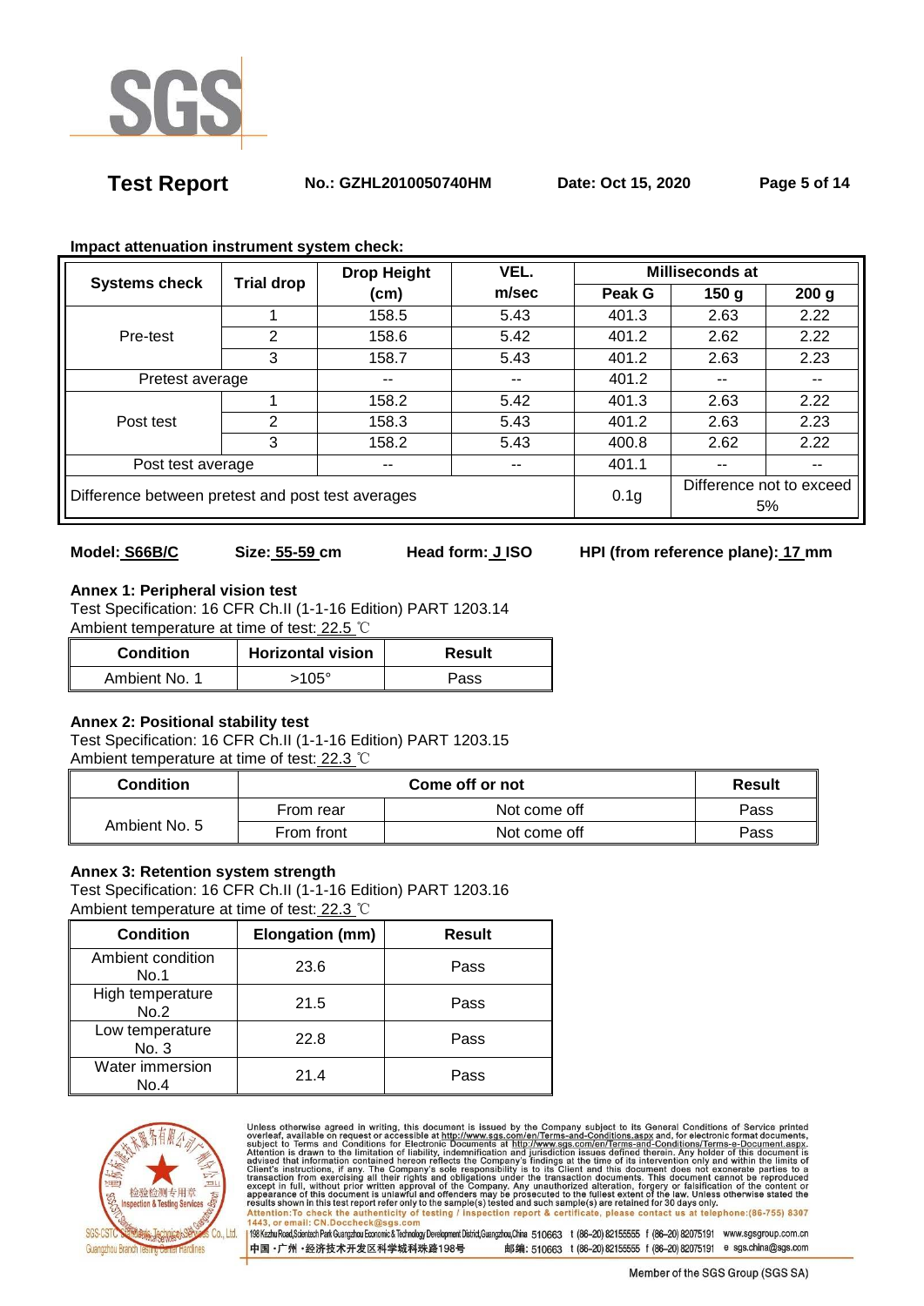**Impact attenuation instrument system check:**

| Systems check | Trial drop | Drop Height (cm) | VEL. m/sec | Milliseconds at | | |
|---|---|---|---|---|---|---|
| | | | | Peak G | 150 g | 200 g |
| Pre-test | 1 | 158.5 | 5.43 | 401.3 | 2.63 | 2.22 |
| | 2 | 158.6 | 5.42 | 401.2 | 2.62 | 2.22 |
| | 3 | 158.7 | 5.43 | 401.2 | 2.63 | 2.23 |
| Pretest average | | -- | -- | 401.2 | -- | -- |
| Post test | 1 | 158.2 | 5.42 | 401.3 | 2.63 | 2.22 |
| | 2 | 158.3 | 5.43 | 401.2 | 2.63 | 2.23 |
| | 3 | 158.2 | 5.43 | 400.8 | 2.62 | 2.22 |
| Post test average | | -- | -- | 401.1 | -- | -- |
| Difference between pretest and post test averages | | | | 0.1g | Difference not to exceed 5% | |

**Model: S66B/C** **Size: 55-59 cm** **Head form: J ISO** **HPI (from reference plane): 17 mm**

**Annex 1: Peripheral vision test**

Test Specification: 16 CFR Ch.II (1-1-16 Edition) PART 1203.14

Ambient temperature at time of test: 22.5 ℃

| Condition | Horizontal vision | Result |
|---|---|---|
| Ambient No. 1 | >105° | Pass |

**Annex 2: Positional stability test**

Test Specification: 16 CFR Ch.II (1-1-16 Edition) PART 1203.15

Ambient temperature at time of test: 22.3 ℃

| Condition | Come off or not | | Result |
|---|---|---|---|
| Ambient No. 5 | From rear | Not come off | Pass |
| | From front | Not come off | Pass |

**Annex 3: Retention system strength**

Test Specification: 16 CFR Ch.II (1-1-16 Edition) PART 1203.16

Ambient temperature at time of test: 22.3 ℃

| Condition | Elongation (mm) | Result |
|---|---|---|
| Ambient condition No.1 | 23.6 | Pass |
| High temperature No.2 | 21.5 | Pass |
| Low temperature No. 3 | 22.8 | Pass |
| Water immersion No.4 | 21.4 | Pass |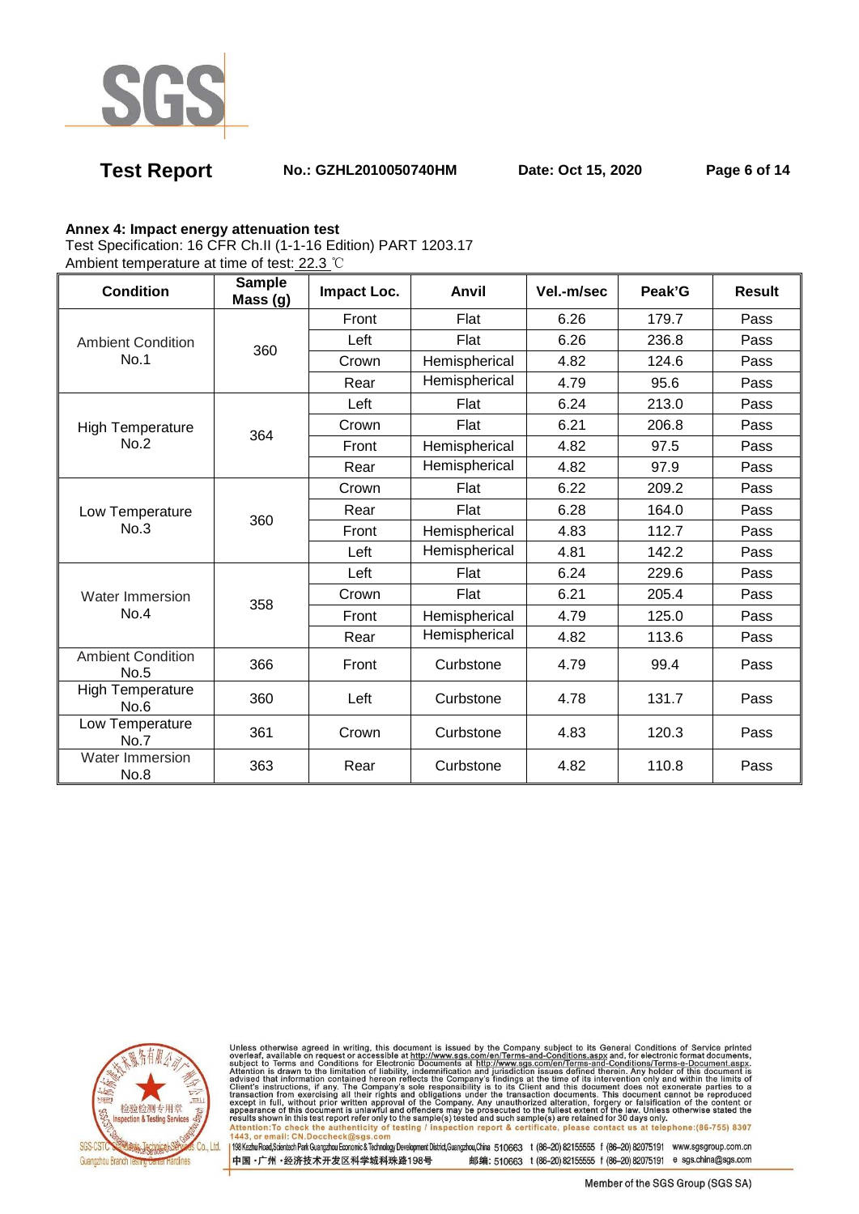**Annex 4: Impact energy attenuation test**

Test Specification: 16 CFR Ch.II (1-1-16 Edition) PART 1203.17

Ambient temperature at time of test: 22.3 ℃

| Condition | Sample Mass (g) | Impact Loc. | Anvil | Vel.-m/sec | Peak'G | Result |
|---|---|---|---|---|---|---|
| Ambient Condition No.1 | 360 | Front | Flat | 6.26 | 179.7 | Pass |
| | | Left | Flat | 6.26 | 236.8 | Pass |
| | | Crown | Hemispherical | 4.82 | 124.6 | Pass |
| | | Rear | Hemispherical | 4.79 | 95.6 | Pass |
| High Temperature No.2 | 364 | Left | Flat | 6.24 | 213.0 | Pass |
| | | Crown | Flat | 6.21 | 206.8 | Pass |
| | | Front | Hemispherical | 4.82 | 97.5 | Pass |
| | | Rear | Hemispherical | 4.82 | 97.9 | Pass |
| Low Temperature No.3 | 360 | Crown | Flat | 6.22 | 209.2 | Pass |
| | | Rear | Flat | 6.28 | 164.0 | Pass |
| | | Front | Hemispherical | 4.83 | 112.7 | Pass |
| | | Left | Hemispherical | 4.81 | 142.2 | Pass |
| Water Immersion No.4 | 358 | Left | Flat | 6.24 | 229.6 | Pass |
| | | Crown | Flat | 6.21 | 205.4 | Pass |
| | | Front | Hemispherical | 4.79 | 125.0 | Pass |
| | | Rear | Hemispherical | 4.82 | 113.6 | Pass |
| Ambient Condition No.5 | 366 | Front | Curbstone | 4.79 | 99.4 | Pass |
| High Temperature No.6 | 360 | Left | Curbstone | 4.78 | 131.7 | Pass |
| Low Temperature No.7 | 361 | Crown | Curbstone | 4.83 | 120.3 | Pass |
| Water Immersion No.8 | 363 | Rear | Curbstone | 4.82 | 110.8 | Pass |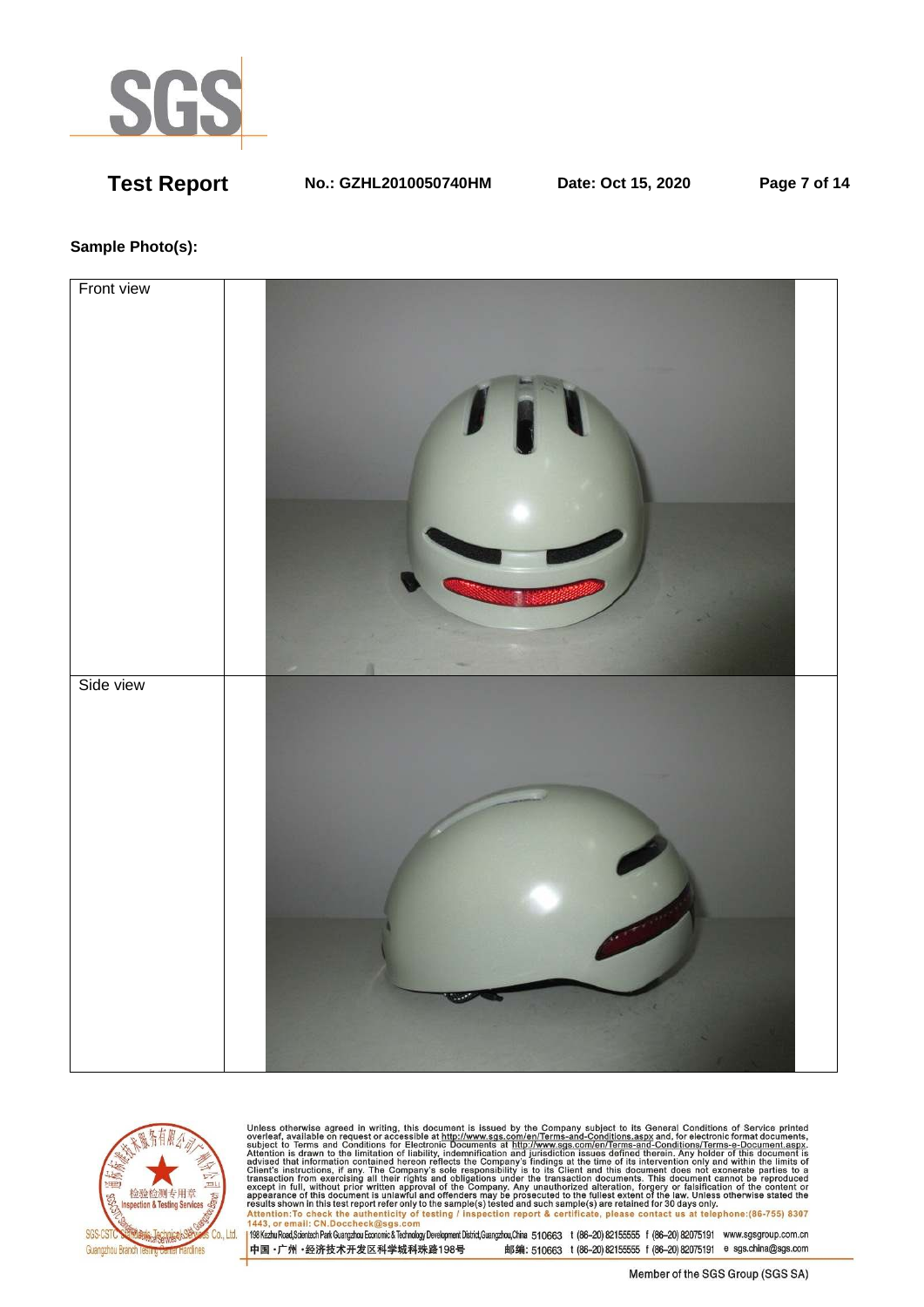**Sample Photo(s):**

| Front view | |
|---|---|
| Side view | |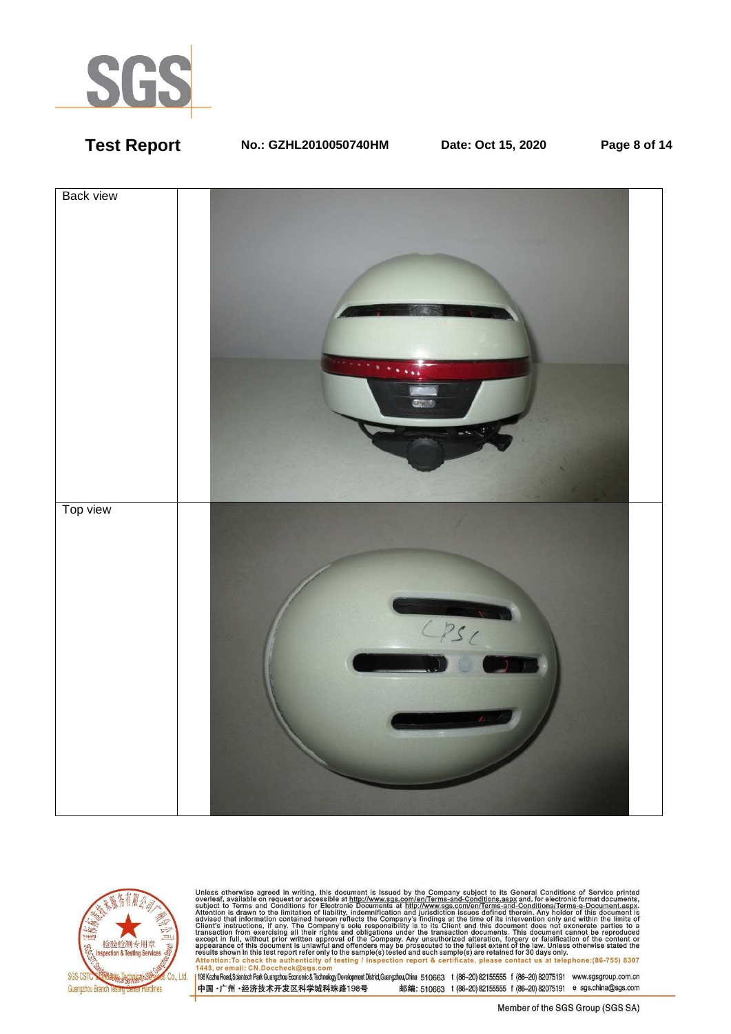| Back view | |
|---|---|
| Top view | |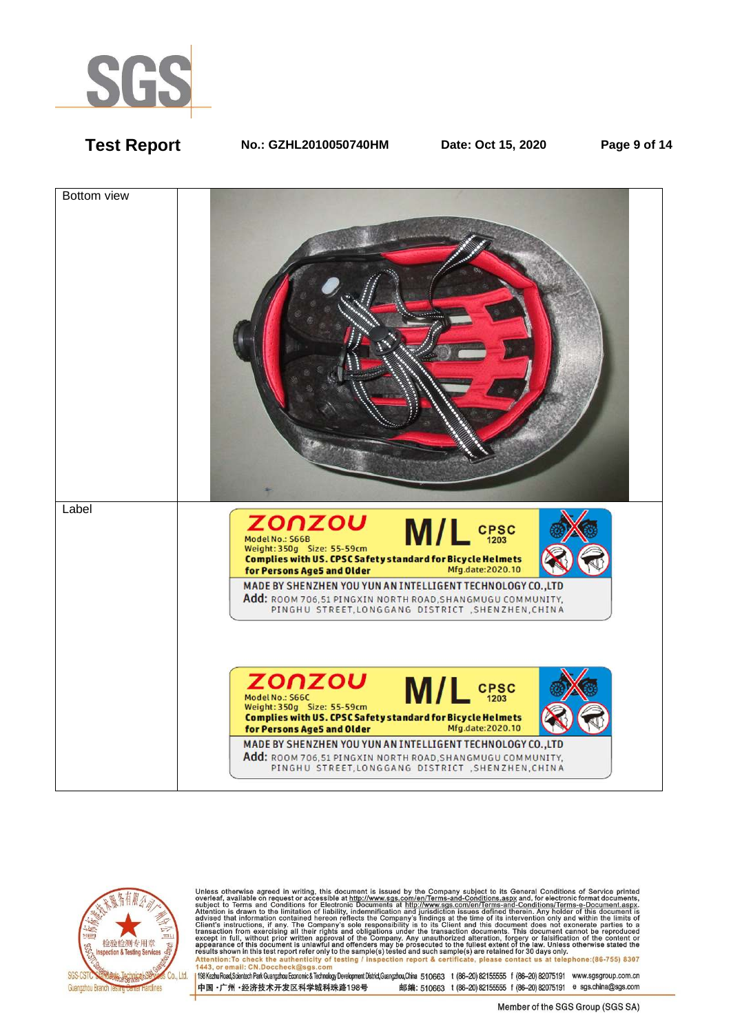| Bottom view | |
|---|---|
| Label | ZONZOU M/L CPSC 1203<br>Model No.: S66B<br>Weight: 350g Size: 55-59cm<br>**Complies with US. CPSC Safety standard for Bicycle Helmets for Persons Age5 and Older**<br>Mfg.date:2020.10<br>MADE BY SHENZHEN YOU YUN AN INTELLIGENT TECHNOLOGY CO.,LTD<br>Add: ROOM 706,51 PINGXIN NORTH ROAD,SHANGMUGU COMMUNITY, PINGHU STREET,LONGGANG DISTRICT ,SHENZHEN,CHINA<br><br>ZONZOU M/L CPSC 1203<br>Model No.: S66C<br>Weight: 350g Size: 55-59cm<br>**Complies with US. CPSC Safety standard for Bicycle Helmets for Persons Age5 and Older**<br>Mfg.date:2020.10<br>MADE BY SHENZHEN YOU YUN AN INTELLIGENT TECHNOLOGY CO.,LTD<br>Add: ROOM 706,51 PINGXIN NORTH ROAD,SHANGMUGU COMMUNITY, PINGHU STREET,LONGGANG DISTRICT ,SHENZHEN,CHINA |

Unless otherwise agreed in writing, this document is issued by the Company subject to its General Conditions of Service printed overleaf, available on request or accessible at http://www.sgs.com/en/Terms-and-Conditions.aspx and, for electronic format documents, subject to Terms and Conditions for Electronic Documents at http://www.sgs.com/en/Terms-and-Conditions/Terms-e-Document.aspx. Attention is drawn to the limitation of liability, indemnification and jurisdiction issues defined therein. Any holder of this document is advised that information contained hereon reflects the Company's findings at the time of its intervention only and within the limits of Client's instructions, if any. The Company's sole responsibility is to its Client and this document does not exonerate parties to a transaction from exercising all their rights and obligations under the transaction documents. This document cannot be reproduced except in full, without prior written approval of the Company. Any unauthorized alteration, forgery or falsification of the content or appearance of this document is unlawful and offenders may be prosecuted to the fullest extent of the law. Unless otherwise stated the results shown in this test report refer only to the sample(s) tested and such sample(s) are retained for 30 days only.

**Attention:To check the authenticity of testing / inspection report & certificate, please contact us at telephone:(86-755) 8307 1443, or email: CN.Doccheck@sgs.com**

198 Kezhu Road,Scientech Park Guangzhou Economic & Technology Development District,Guangzhou,China 510663 t (86-20) 82155555 f (86-20) 82075191 www.sgsgroup.com.cn

中国 · 广州 · 经济技术开发区科学城科珠路198号 邮编: 510663 t (86-20) 82155555 f (86-20) 82075191 e sgs.china@sgs.com

Member of the SGS Group (SGS SA)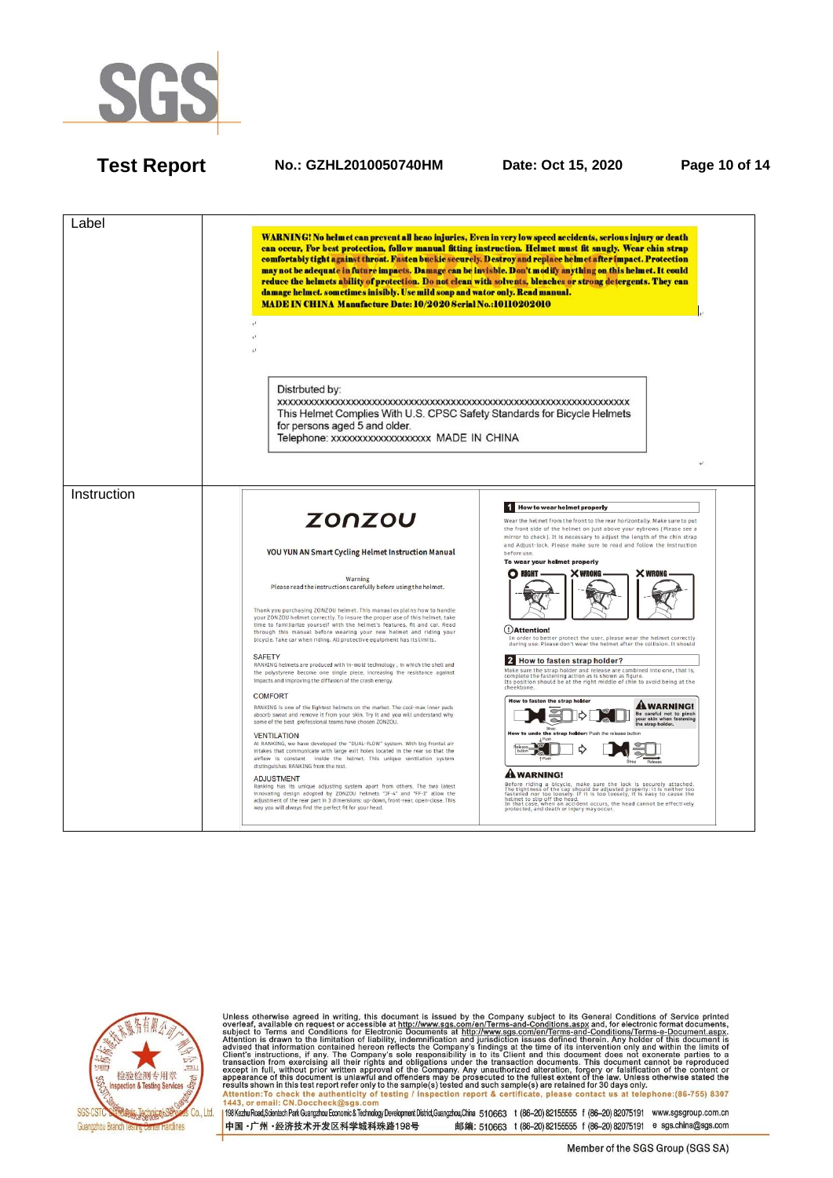| Label | **WARNING! No helmet can prevent all heao injuries, Even in very low speed accidents, serious injury or death can occur, For best protection, follow manual fitting instruction. Helmet must fit snugly. Wear chin strap comfortabiy tight against throat. Fasten buckie securely. Destroy and replace helmet after impact. Protection may not be adequate in future impacts. Damage can be invisible. Don't modify anything on this helmet. It could reduce the helmets ability of protection. Do not clean with solvents, bleaches or strong detergents. They can damage helmet. sometimes inisibly. Use mild soap and wator only. Read manual. MADE IN CHINA Manufacture Date: 10/2020 Serial No.:10110202010**<br><br>Distrbuted by:<br>XXXXXXXXXXXXXXXXXXXXXXXXXXXXXXXXXXXXXXXXXXXXXXXXXXXXXXXXXXXXXXXX<br>This Helmet Complies With U.S. CPSC Safety Standards for Bicycle Helmets for persons aged 5 and older.<br>Telephone: xxxxxxxxxxxxxxxxxxx MADE IN CHINA |
|---|---|
| Instruction | **zonzou**<br>YOU YUN AN Smart Cycling Helmet Instruction Manual<br>Warning<br>Please read the instructions carefully before using the helmet.<br>Thank you purchasing ZONZOU helmet. This manual explains how to handle your ZONZOU helmet correctly. To insure the proper use of this helmet, take time to familiarize yourself with the helmet's features, fit and car. Read through this manual before wearing your new helmet and riding your bicycle. Take car when riding. All protective equipment has its limits.<br>SAFETY<br>RANKING helmets are produced with in-mold technology, in which the shell and the polystyrene become one single piece, increasing the resistance against impacts and improving the diffusion of the crash energy.<br>COMFORT<br>RANKING is one of the lightest helmets on the market. The cool-max inner pads absorb sweat and remove it from your skin. Try it and you will understand why some of the best professional teams have chosen ZONZOU.<br>VENTILATION<br>At RANKING, we have developed the "DUAL-FLOW" system. With big frontal air intakes that communicate with large exit holes located in the rear so that the airflow is constant inside the helmet. This unique ventilation system distinguishes RANKING from the rest.<br>ADJUSTMENT<br>Ranking has its unique adjusting system apart from others. The two latest innovating design adopted by ZONZOU helmets "JF-4" and "FF-3" allow the adjustment of the rear part in 3 dimensions: up-down, front-rear, open-close. This way you will always find the perfect fit for your head.<br><br>**1 How to wear helmet properly**<br>Wear the helmet from the front to the rear horizontally. Make sure to put the front side of the helmet on just above your eyebrows (Please see a mirror to check). It is necessary to adjust the length of the chin strap and Adjust-lock. Please make sure to read and follow the instruction before use.<br>**To wear your helmet properly**<br>RIGHT / WRONG / WRONG<br>**Attention!**<br>In order to better protect the user, please wear the helmet correctly during use. Please don't wear the helmet after the collision. It should<br>**2 How to fasten strap holder?**<br>Make sure the strap holder and release are combined into one, that is, complete the fastening action as is shown as figure.<br>Its position should be at the right middle of chin to avoid being at the cheekbone.<br>How to fasten the strap holder<br>**WARNING!** Be careful not to pinch your skin when fastening the strap holder.<br>How to undo the strap holder: Push the release button<br>**WARNING!**<br>Before riding a bicycle, make sure the lock is securely attached.<br>The tightness of the cap should be adjusted properly: it is neither too fastened nor too loosely. If it is too loosely, it is easy to cause the helmet to slip off the head.<br>In that case, when an accident occurs, the head cannot be effectively protected, and death or injury may occur. |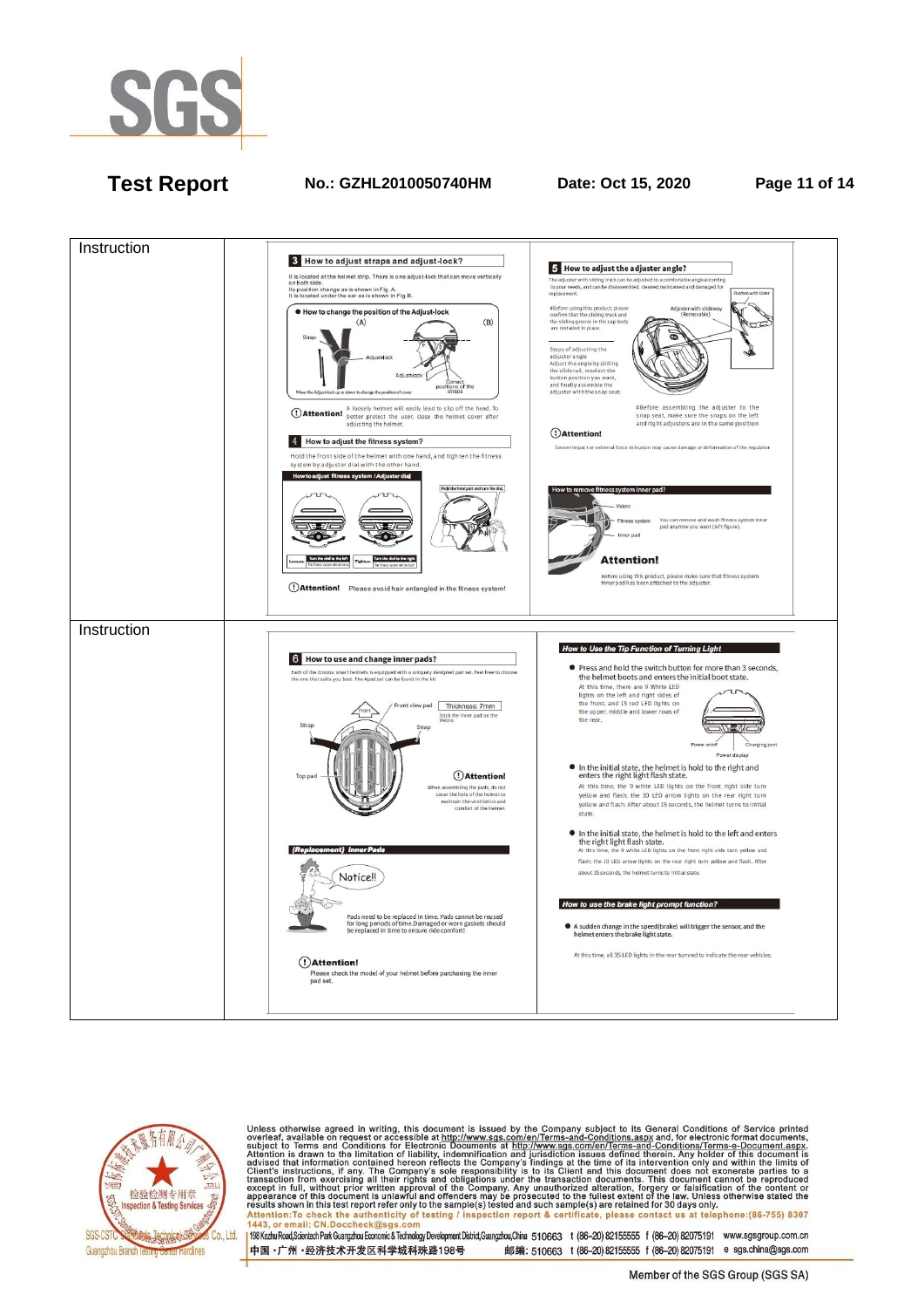| Instruction | |
|---|---|
| Instruction | **3 How to adjust straps and adjust-lock?** It is located at the helmet strip. There is one adjust-lock that can move vertically on both side. Its position change as is shown in Fig.A. It is located under the ear as is shown in Fig.B. ● How to change the position of the Adjust-lock (A) (B) Strap Adjust-lock Adjust-lock Correct positions of the straps Move the Adjust-lock up or down to change the position of cover. Attention! A loosely helmet will easily lead to slip off the head. To better protect the user, close the helmet cover after adjusting the helmet. **4 How to adjust the fitness system?** Hold the front side of the helmet with one hand, and tighten the fitness system by adjuster dial with the other hand. How to adjust fitness system / Adjuster dial Loosen Tighten Attention! Please avoid hair entangled in the fitness system! **5 How to adjust the adjuster angle?** The adjuster with sliding track can be adjusted to a comfortable angle according to your needs, and can be disassembled, cleaned, maintained and damaged for replacement. #Before using this product, please confirm that the sliding track and the sliding groove in the cap body are installed in place. Adjuster with slideway (Removable) Button with slider Steps of adjusting the adjuster angle: Adjust the angle by sliding the slide rail, reselect the button position you want, and finally assemble the adjuster with the snap seat. #Before assembling the adjuster to the snap seat, make sure the snaps on the left and right adjusters are in the same position. Attention! Severe impact or external force extrusion may cause damage or deformation of the regulator. How to remove fitness system inner pad? Velcro Fitness system Inner pad You can remove and wash fitness system inner pad anytime you want (left figure). Attention! Before using this product, please make sure that fitness system inner pad has been attached to the adjuster. |
| Instruction | **6 How to use and change inner pads?** Each of the Zoozee smart helmets is equipped with a uniquely designed pad set. Feel free to choose the one that suits you best. The #pad set can be found in the kit. Front view pad Thickness: 7mm Stick the inner pad on the Velcro. Strap Strap Top pad Attention! When assembling the pads, do not cover the hole of the helmet to maintain the ventilation and comfort of the helmet. (Replacement) Inner Pads Notice!! Pads need to be replaced in time. Pads cannot be reused for long periods of time. Damaged or worn gaskets should be replaced in time to ensure ride comfort! Attention! Please check the model of your helmet before purchasing the inner pad set. **How to Use the Tip Function of Turning Light** ● Press and hold the switch button for more than 3 seconds, the helmet boots and enters the initial boot state. At this time, there are 9 White LED lights on the left and right sides of the front, and 15 red LED lights on the upper, middle and lower rows of the rear. Power on/off Charging port Power display ● In the initial state, the helmet is hold to the right and enters the right light flash state. At this time, the 9 white LED lights on the front right side turn yellow and flash; the 10 LED arrow lights on the rear right turn yellow and flash. After about 15 seconds, the helmet turns to initial state. ● In the initial state, the helmet is hold to the left and enters the right light flash state. At this time, the 9 white LED lights on the front right side turn yellow and flash; the 10 LED arrow lights on the rear right turn yellow and flash. After about 15 seconds, the helmet turns to initial state. **How to use the brake light prompt function?** ● A sudden change in the speed(brake) will trigger the sensor, and the helmet enters the brake light state. At this time, all 35 LED lights in the rear turned to indicate the rear vehicles. |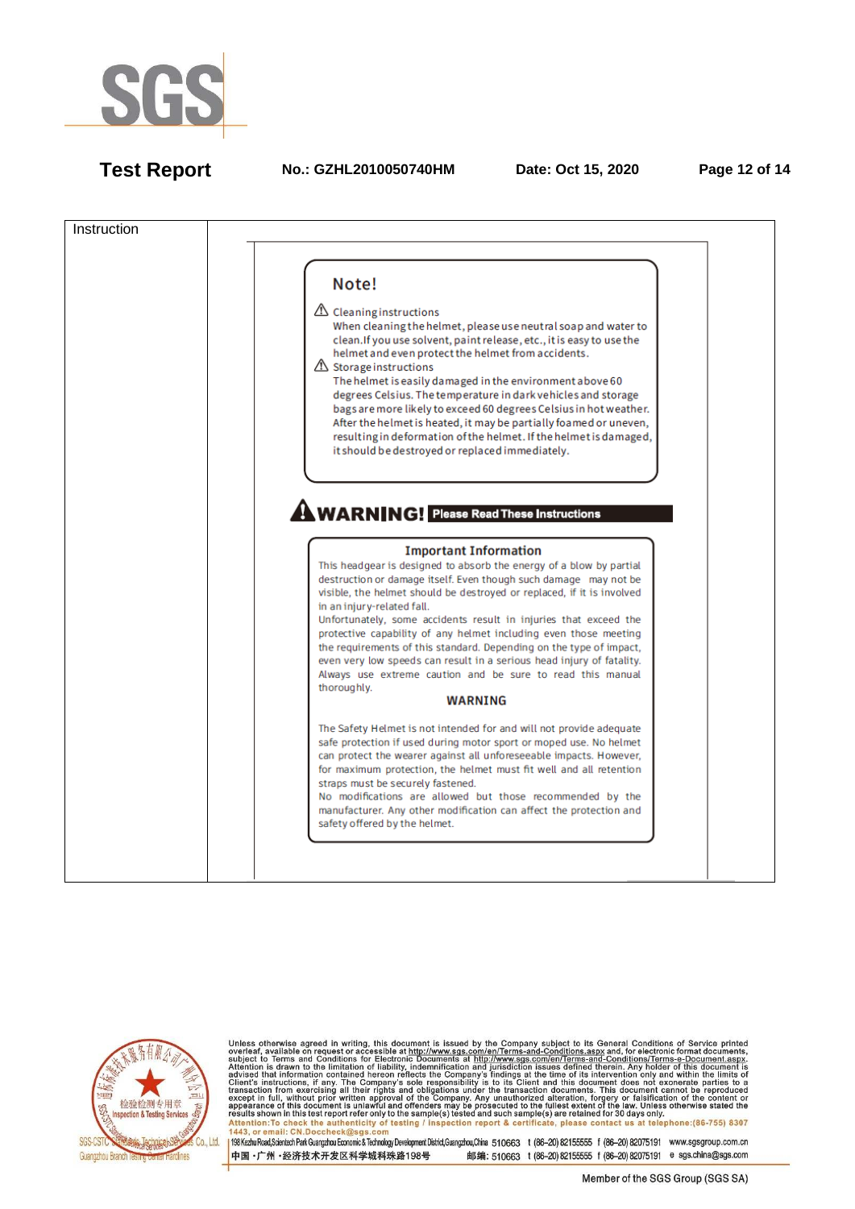| Instruction | |
|---|---|

**Note!**

⚠ Cleaning instructions

When cleaning the helmet, please use neutral soap and water to clean.If you use solvent, paint release, etc., it is easy to use the helmet and even protect the helmet from accidents.

⚠ Storage instructions

The helmet is easily damaged in the environment above 60 degrees Celsius. The temperature in dark vehicles and storage bags are more likely to exceed 60 degrees Celsius in hot weather. After the helmet is heated, it may be partially foamed or uneven, resulting in deformation of the helmet. If the helmet is damaged, it should be destroyed or replaced immediately.

**⚠WARNING! Please Read These Instructions**

**Important Information**

This headgear is designed to absorb the energy of a blow by partial destruction or damage itself. Even though such damage may not be visible, the helmet should be destroyed or replaced, if it is involved in an injury-related fall.

Unfortunately, some accidents result in injuries that exceed the protective capability of any helmet including even those meeting the requirements of this standard. Depending on the type of impact, even very low speeds can result in a serious head injury of fatality. Always use extreme caution and be sure to read this manual thoroughly.

**WARNING**

The Safety Helmet is not intended for and will not provide adequate safe protection if used during motor sport or moped use. No helmet can protect the wearer against all unforeseeable impacts. However, for maximum protection, the helmet must fit well and all retention straps must be securely fastened.

No modifications are allowed but those recommended by the manufacturer. Any other modification can affect the protection and safety offered by the helmet.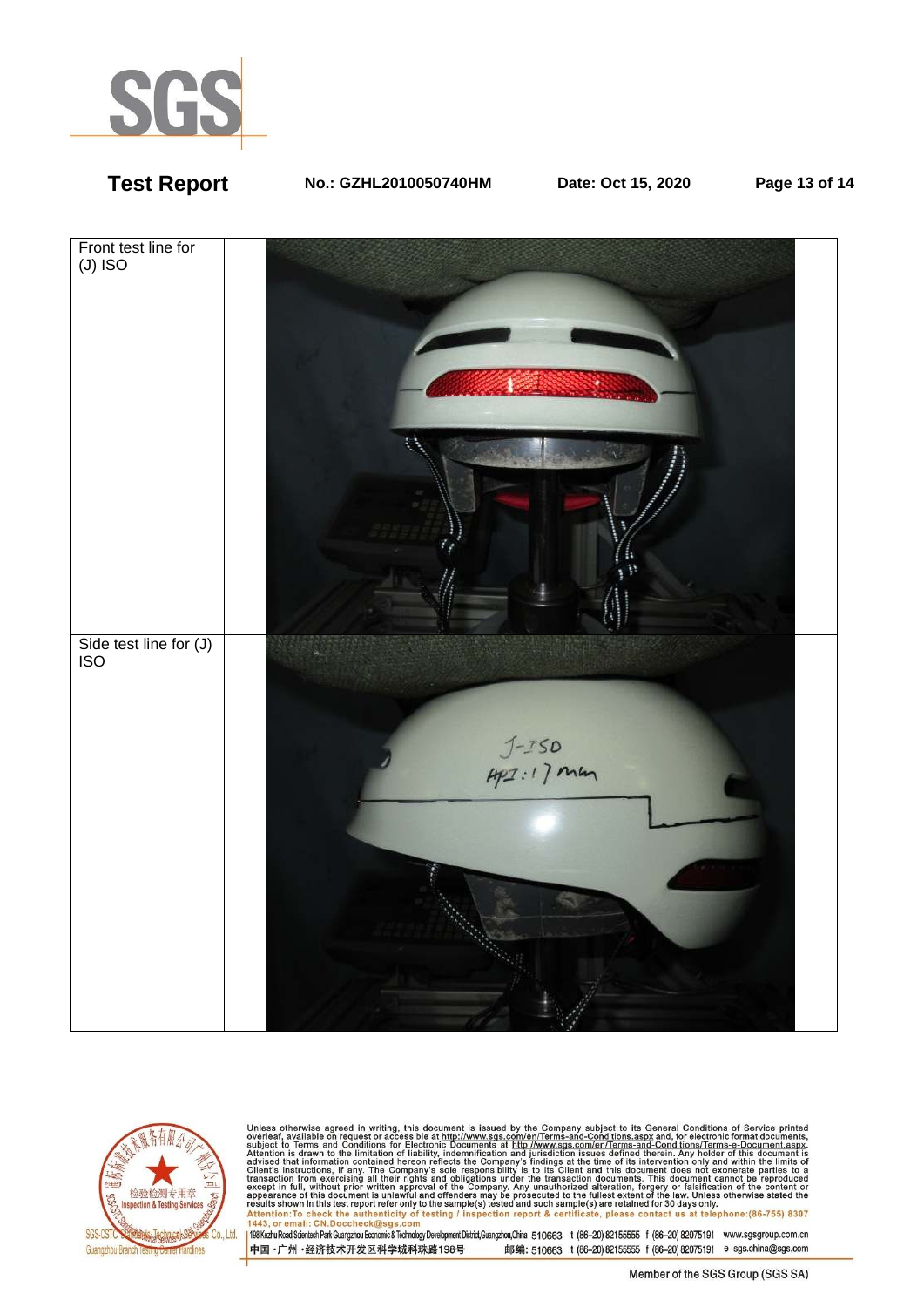| | |
|---|---|
| Front test line for (J) ISO | |
| Side test line for (J) ISO | |

Unless otherwise agreed in writing, this document is issued by the Company subject to its General Conditions of Service printed overleaf, available on request or accessible at http://www.sgs.com/en/Terms-and-Conditions.aspx and, for electronic format documents, subject to Terms and Conditions for Electronic Documents at http://www.sgs.com/en/Terms-and-Conditions/Terms-e-Document.aspx. Attention is drawn to the limitation of liability, indemnification and jurisdiction issues defined therein. Any holder of this document is advised that information contained hereon reflects the Company's findings at the time of its intervention only and within the limits of Client's instructions, if any. The Company's sole responsibility is to its Client and this document does not exonerate parties to a transaction from exercising all their rights and obligations under the transaction documents. This document cannot be reproduced except in full, without prior written approval of the Company. Any unauthorized alteration, forgery or falsification of the content or appearance of this document is unlawful and offenders may be prosecuted to the fullest extent of the law. Unless otherwise stated the results shown in this test report refer only to the sample(s) tested and such sample(s) are retained for 30 days only.

**Attention:To check the authenticity of testing / inspection report & certificate, please contact us at telephone:(86-755) 8307 1443, or email: CN.Doccheck@sgs.com**

198 Kezhu Road,Scientech Park Guangzhou Economic & Technology Development District,Guangzhou,China 510663 t (86-20) 82155555 f (86-20) 82075191 www.sgsgroup.com.cn
中国・广州・经济技术开发区科学城科珠路198号 邮编: 510663 t (86-20) 82155555 f (86-20) 82075191 e sgs.china@sgs.com

Member of the SGS Group (SGS SA)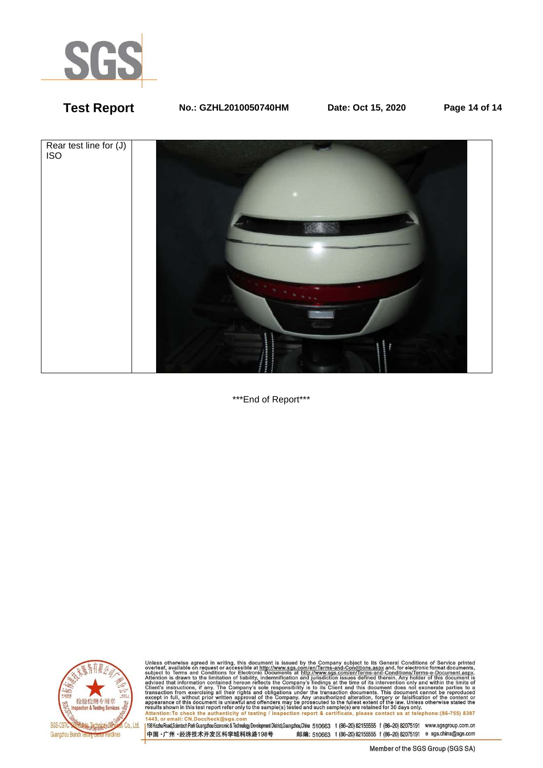| | |
|---|---|
| Rear test line for (J) ISO | |

***End of Report***